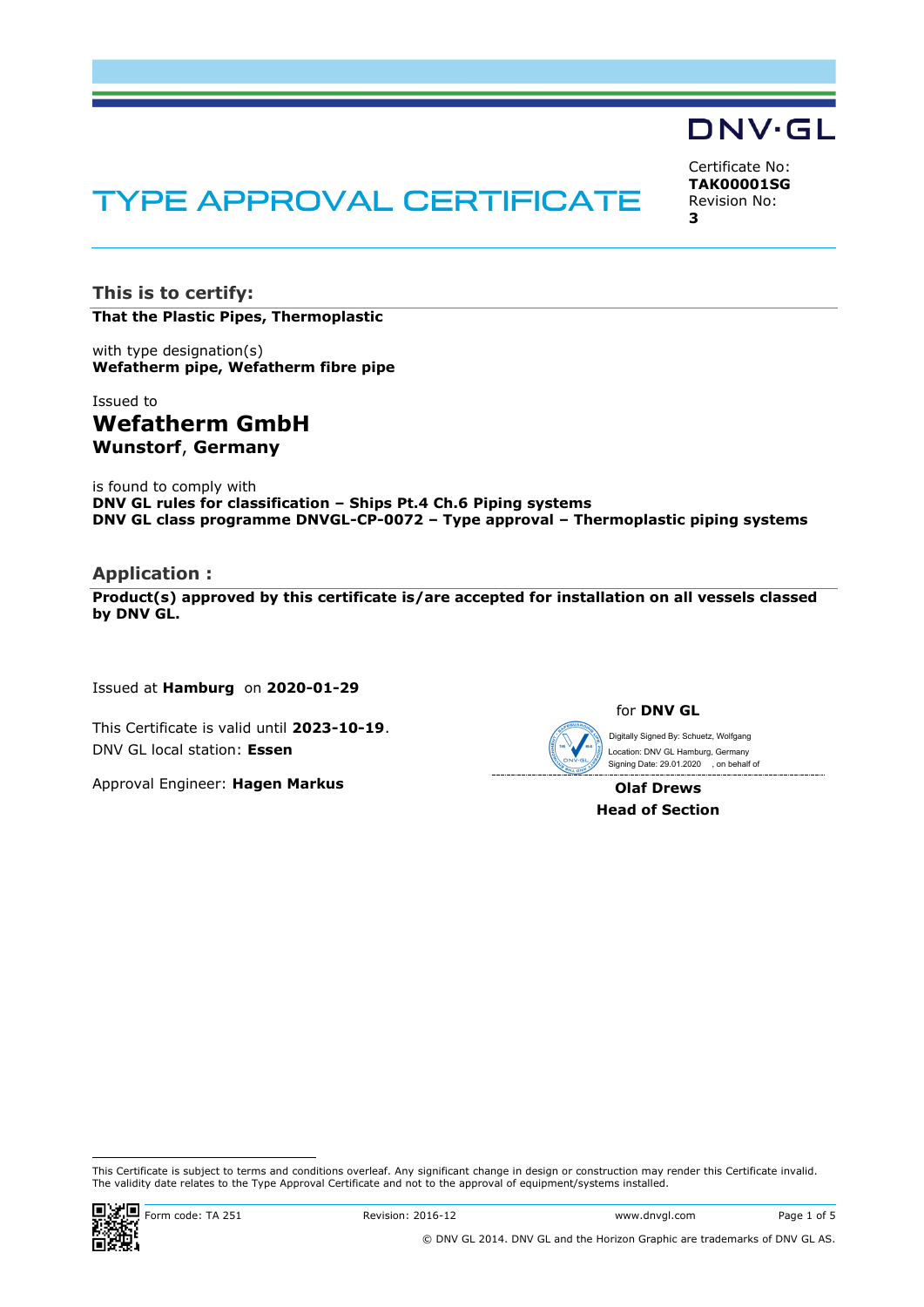DNV·GL

# TYPE APPROVAL CERTIFICATE

Certificate No:
**TAK00001SG**
Revision No:
**3**

## This is to certify:

**That the Plastic Pipes, Thermoplastic**

with type designation(s)
**Wefatherm pipe, Wefatherm fibre pipe**

Issued to
**Wefatherm GmbH**
**Wunstorf, Germany**

is found to comply with
**DNV GL rules for classification – Ships Pt.4 Ch.6 Piping systems**
**DNV GL class programme DNVGL-CP-0072 – Type approval – Thermoplastic piping systems**

## Application :

**Product(s) approved by this certificate is/are accepted for installation on all vessels classed by DNV GL.**

Issued at **Hamburg** on **2020-01-29**

This Certificate is valid until **2023-10-19**.
DNV GL local station: **Essen**

Approval Engineer: **Hagen Markus**

for **DNV GL**

Digitally Signed By: Schuetz, Wolfgang
Location: DNV GL Hamburg, Germany
Signing Date: 29.01.2020 , on behalf of

**Olaf Drews**
**Head of Section**

This Certificate is subject to terms and conditions overleaf. Any significant change in design or construction may render this Certificate invalid. The validity date relates to the Type Approval Certificate and not to the approval of equipment/systems installed.

Form code: TA 251 Revision: 2016-12 www.dnvgl.com

© DNV GL 2014. DNV GL and the Horizon Graphic are trademarks of DNV GL AS.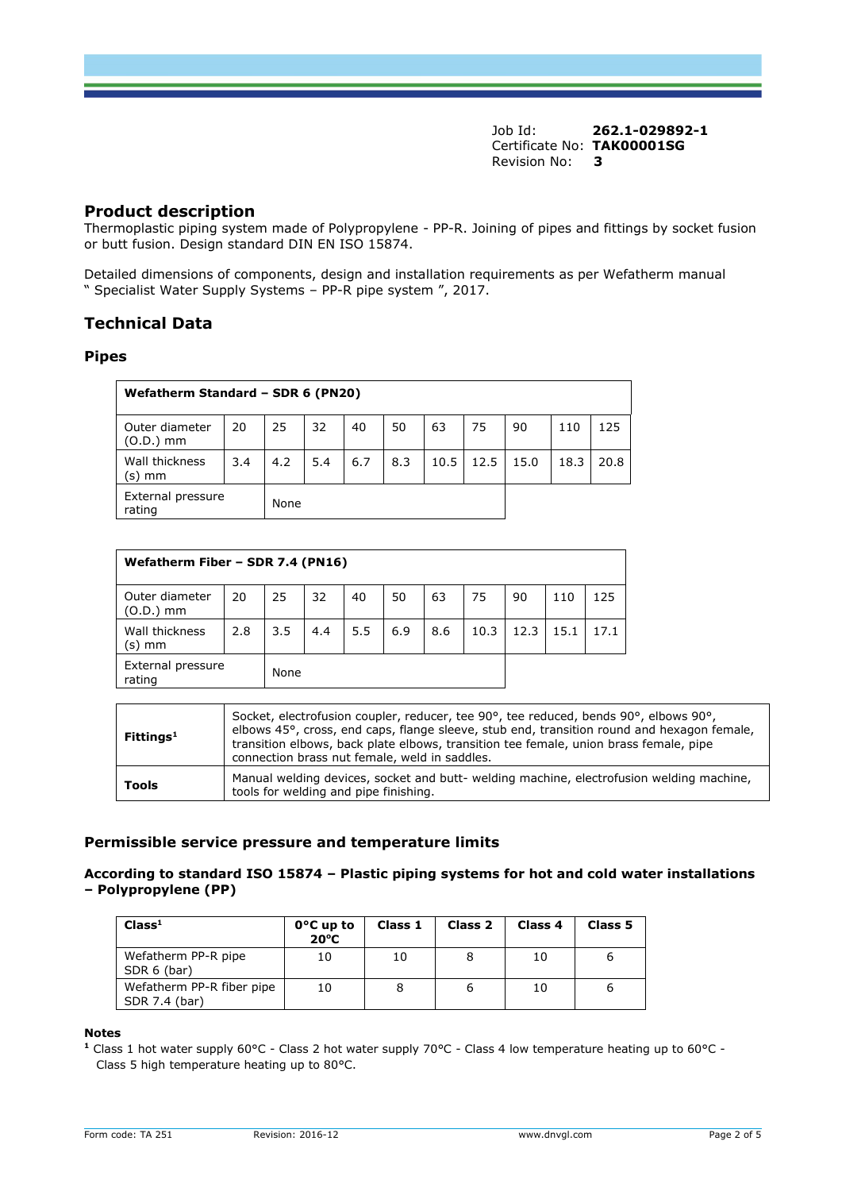Job Id: **262.1-029892-1**
Certificate No: **TAK00001SG**
Revision No: **3**

## Product description

Thermoplastic piping system made of Polypropylene - PP-R. Joining of pipes and fittings by socket fusion or butt fusion. Design standard DIN EN ISO 15874.

Detailed dimensions of components, design and installation requirements as per Wefatherm manual " Specialist Water Supply Systems – PP-R pipe system ", 2017.

## Technical Data

### Pipes

| **Wefatherm Standard – SDR 6 (PN20)** | | | | | | | | | | |
|---|---|---|---|---|---|---|---|---|---|---|
| Outer diameter (O.D.) mm | 20 | 25 | 32 | 40 | 50 | 63 | 75 | 90 | 110 | 125 |
| Wall thickness (s) mm | 3.4 | 4.2 | 5.4 | 6.7 | 8.3 | 10.5 | 12.5 | 15.0 | 18.3 | 20.8 |
| External pressure rating | | None | | | | | | | | |

| **Wefatherm Fiber – SDR 7.4 (PN16)** | | | | | | | | | | |
|---|---|---|---|---|---|---|---|---|---|---|
| Outer diameter (O.D.) mm | 20 | 25 | 32 | 40 | 50 | 63 | 75 | 90 | 110 | 125 |
| Wall thickness (s) mm | 2.8 | 3.5 | 4.4 | 5.5 | 6.9 | 8.6 | 10.3 | 12.3 | 15.1 | 17.1 |
| External pressure rating | | None | | | | | | | | |

| | |
|---|---|
| **Fittings**[1] | Socket, electrofusion coupler, reducer, tee 90°, tee reduced, bends 90°, elbows 90°, elbows 45°, cross, end caps, flange sleeve, stub end, transition round and hexagon female, transition elbows, back plate elbows, transition tee female, union brass female, pipe connection brass nut female, weld in saddles. |
| **Tools** | Manual welding devices, socket and butt- welding machine, electrofusion welding machine, tools for welding and pipe finishing. |

### Permissible service pressure and temperature limits

#### According to standard ISO 15874 – Plastic piping systems for hot and cold water installations – Polypropylene (PP)

| **Class**[1] | **0°C up to 20°C** | **Class 1** | **Class 2** | **Class 4** | **Class 5** |
|---|---|---|---|---|---|
| Wefatherm PP-R pipe SDR 6 (bar) | 10 | 10 | 8 | 10 | 6 |
| Wefatherm PP-R fiber pipe SDR 7.4 (bar) | 10 | 8 | 6 | 10 | 6 |

**Notes**

[1] Class 1 hot water supply 60°C - Class 2 hot water supply 70°C - Class 4 low temperature heating up to 60°C - Class 5 high temperature heating up to 80°C.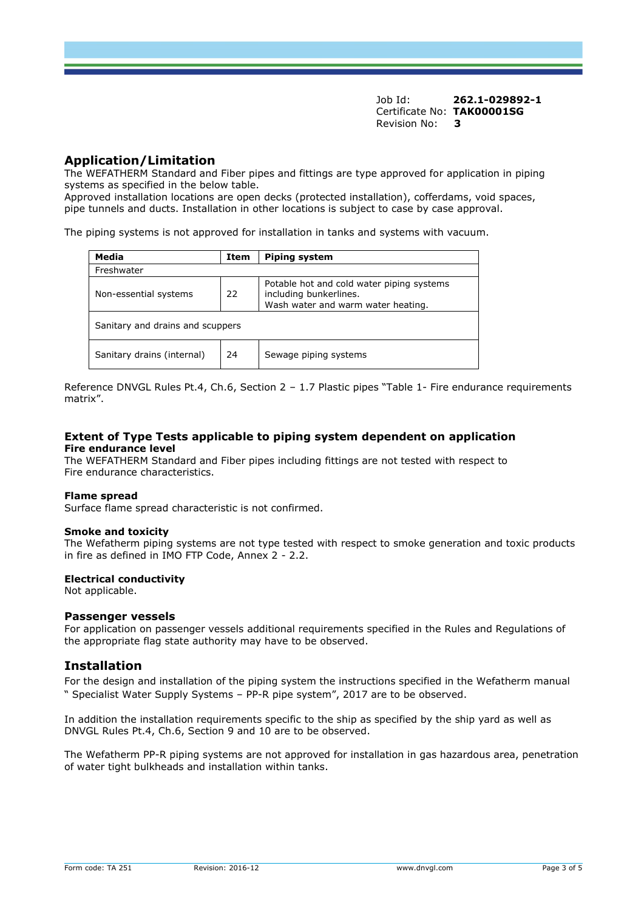Job Id: **262.1-029892-1**
Certificate No: **TAK00001SG**
Revision No: **3**

## Application/Limitation

The WEFATHERM Standard and Fiber pipes and fittings are type approved for application in piping systems as specified in the below table.
Approved installation locations are open decks (protected installation), cofferdams, void spaces, pipe tunnels and ducts. Installation in other locations is subject to case by case approval.

The piping systems is not approved for installation in tanks and systems with vacuum.

| Media | Item | Piping system |
|---|---|---|
| Freshwater | | |
| Non-essential systems | 22 | Potable hot and cold water piping systems including bunkerlines. Wash water and warm water heating. |
| Sanitary and drains and scuppers | | |
| Sanitary drains (internal) | 24 | Sewage piping systems |

Reference DNVGL Rules Pt.4, Ch.6, Section 2 – 1.7 Plastic pipes "Table 1- Fire endurance requirements matrix".

### Extent of Type Tests applicable to piping system dependent on application

**Fire endurance level**

The WEFATHERM Standard and Fiber pipes including fittings are not tested with respect to Fire endurance characteristics.

**Flame spread**

Surface flame spread characteristic is not confirmed.

**Smoke and toxicity**

The Wefatherm piping systems are not type tested with respect to smoke generation and toxic products in fire as defined in IMO FTP Code, Annex 2 - 2.2.

**Electrical conductivity**

Not applicable.

**Passenger vessels**

For application on passenger vessels additional requirements specified in the Rules and Regulations of the appropriate flag state authority may have to be observed.

## Installation

For the design and installation of the piping system the instructions specified in the Wefatherm manual " Specialist Water Supply Systems – PP-R pipe system", 2017 are to be observed.

In addition the installation requirements specific to the ship as specified by the ship yard as well as DNVGL Rules Pt.4, Ch.6, Section 9 and 10 are to be observed.

The Wefatherm PP-R piping systems are not approved for installation in gas hazardous area, penetration of water tight bulkheads and installation within tanks.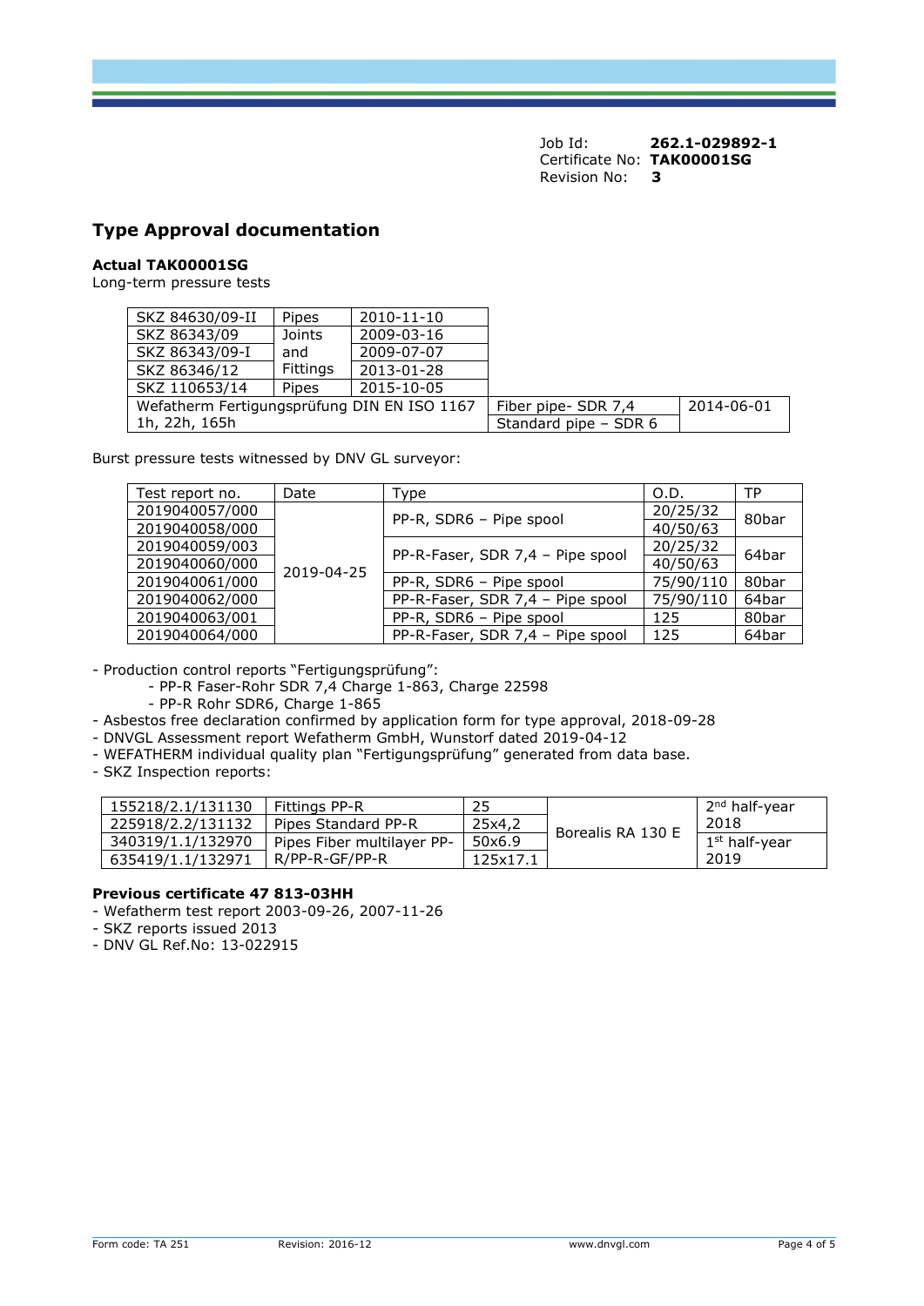Job Id: **262.1-029892-1**
Certificate No: **TAK00001SG**
Revision No: **3**

## Type Approval documentation

**Actual TAK00001SG**
Long-term pressure tests

| | | | | |
|---|---|---|---|---|
| SKZ 84630/09-II | Pipes | 2010-11-10 | | |
| SKZ 86343/09 | Joints and Fittings | 2009-03-16 | | |
| SKZ 86343/09-I | | 2009-07-07 | | |
| SKZ 86346/12 | | 2013-01-28 | | |
| SKZ 110653/14 | Pipes | 2015-10-05 | | |
| Wefatherm Fertigungsprüfung DIN EN ISO 1167 1h, 22h, 165h | | | Fiber pipe- SDR 7,4 | 2014-06-01 |
| | | | Standard pipe – SDR 6 | |

Burst pressure tests witnessed by DNV GL surveyor:

| Test report no. | Date | Type | O.D. | TP |
|---|---|---|---|---|
| 2019040057/000 | 2019-04-25 | PP-R, SDR6 – Pipe spool | 20/25/32 | 80bar |
| 2019040058/000 | | | 40/50/63 | |
| 2019040059/003 | | PP-R-Faser, SDR 7,4 – Pipe spool | 20/25/32 | 64bar |
| 2019040060/000 | | | 40/50/63 | |
| 2019040061/000 | | PP-R, SDR6 – Pipe spool | 75/90/110 | 80bar |
| 2019040062/000 | | PP-R-Faser, SDR 7,4 – Pipe spool | 75/90/110 | 64bar |
| 2019040063/001 | | PP-R, SDR6 – Pipe spool | 125 | 80bar |
| 2019040064/000 | | PP-R-Faser, SDR 7,4 – Pipe spool | 125 | 64bar |

- Production control reports "Fertigungsprüfung":
  - PP-R Faser-Rohr SDR 7,4 Charge 1-863, Charge 22598
  - PP-R Rohr SDR6, Charge 1-865
- Asbestos free declaration confirmed by application form for type approval, 2018-09-28
- DNVGL Assessment report Wefatherm GmbH, Wunstorf dated 2019-04-12
- WEFATHERM individual quality plan "Fertigungsprüfung" generated from data base.
- SKZ Inspection reports:

| | | | | |
|---|---|---|---|---|
| 155218/2.1/131130 | Fittings PP-R | 25 | Borealis RA 130 E | 2nd half-year 2018 |
| 225918/2.2/131132 | Pipes Standard PP-R | 25x4,2 | | |
| 340319/1.1/132970 | Pipes Fiber multilayer PP-R/PP-R-GF/PP-R | 50x6.9 | | 1st half-year 2019 |
| 635419/1.1/132971 | | 125x17.1 | | |

**Previous certificate 47 813-03HH**
- Wefatherm test report 2003-09-26, 2007-11-26
- SKZ reports issued 2013
- DNV GL Ref.No: 13-022915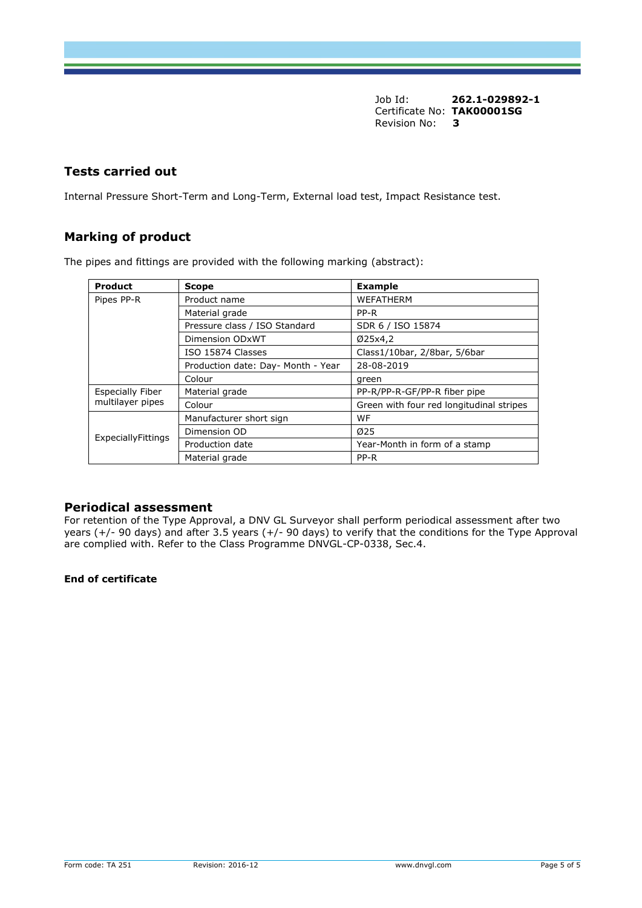Job Id: **262.1-029892-1**
Certificate No: **TAK00001SG**
Revision No: **3**

## Tests carried out

Internal Pressure Short-Term and Long-Term, External load test, Impact Resistance test.

## Marking of product

The pipes and fittings are provided with the following marking (abstract):

| Product | Scope | Example |
|---|---|---|
| Pipes PP-R | Product name | WEFATHERM |
| | Material grade | PP-R |
| | Pressure class / ISO Standard | SDR 6 / ISO 15874 |
| | Dimension ODxWT | Ø25x4,2 |
| | ISO 15874 Classes | Class1/10bar, 2/8bar, 5/6bar |
| | Production date: Day- Month - Year | 28-08-2019 |
| | Colour | green |
| Especially Fiber multilayer pipes | Material grade | PP-R/PP-R-GF/PP-R fiber pipe |
| | Colour | Green with four red longitudinal stripes |
| ExpeciallyFittings | Manufacturer short sign | WF |
| | Dimension OD | Ø25 |
| | Production date | Year-Month in form of a stamp |
| | Material grade | PP-R |

## Periodical assessment

For retention of the Type Approval, a DNV GL Surveyor shall perform periodical assessment after two years (+/- 90 days) and after 3.5 years (+/- 90 days) to verify that the conditions for the Type Approval are complied with. Refer to the Class Programme DNVGL-CP-0338, Sec.4.

**End of certificate**

Form code: TA 251    Revision: 2016-12    www.dnvgl.com